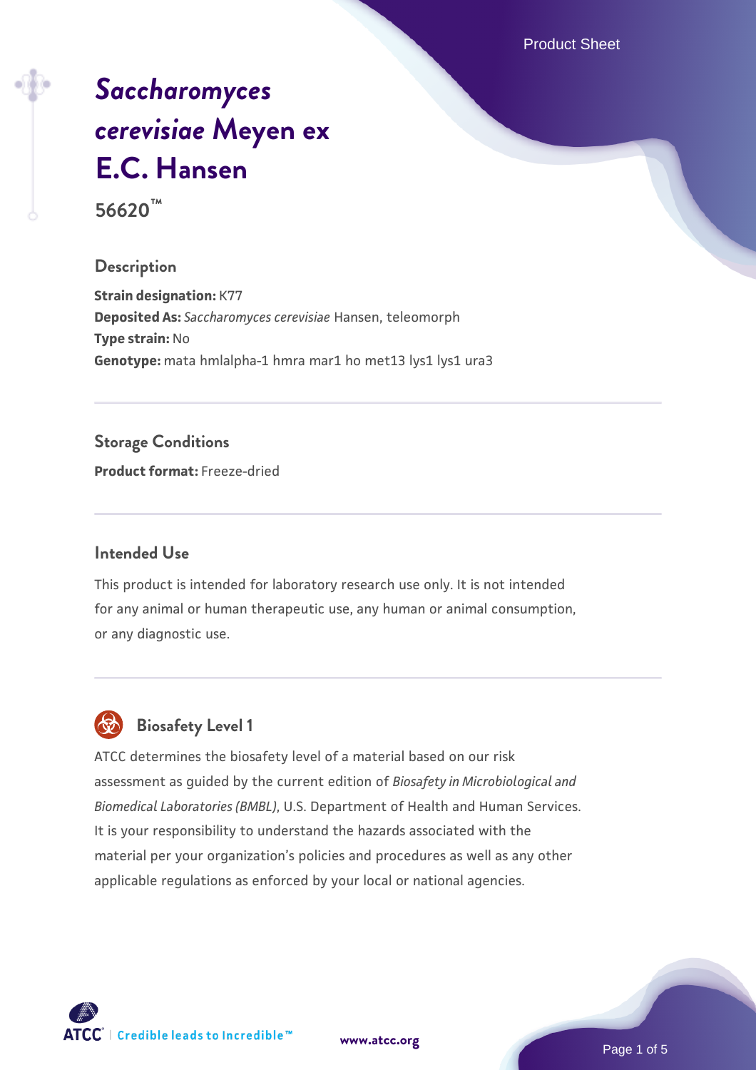# *Saccharomyces cerevisiae* Meyen ex E.C. Hansen

**56620™**

## Description

**Strain designation:** K77
**Deposited As:** *Saccharomyces cerevisiae* Hansen, teleomorph
**Type strain:** No
**Genotype:** mata hmlalpha-1 hmra mar1 ho met13 lys1 lys1 ura3

## Storage Conditions

**Product format:** Freeze-dried

## Intended Use

This product is intended for laboratory research use only. It is not intended for any animal or human therapeutic use, any human or animal consumption, or any diagnostic use.

## Biosafety Level 1

ATCC determines the biosafety level of a material based on our risk assessment as guided by the current edition of *Biosafety in Microbiological and Biomedical Laboratories (BMBL)*, U.S. Department of Health and Human Services. It is your responsibility to understand the hazards associated with the material per your organization's policies and procedures as well as any other applicable regulations as enforced by your local or national agencies.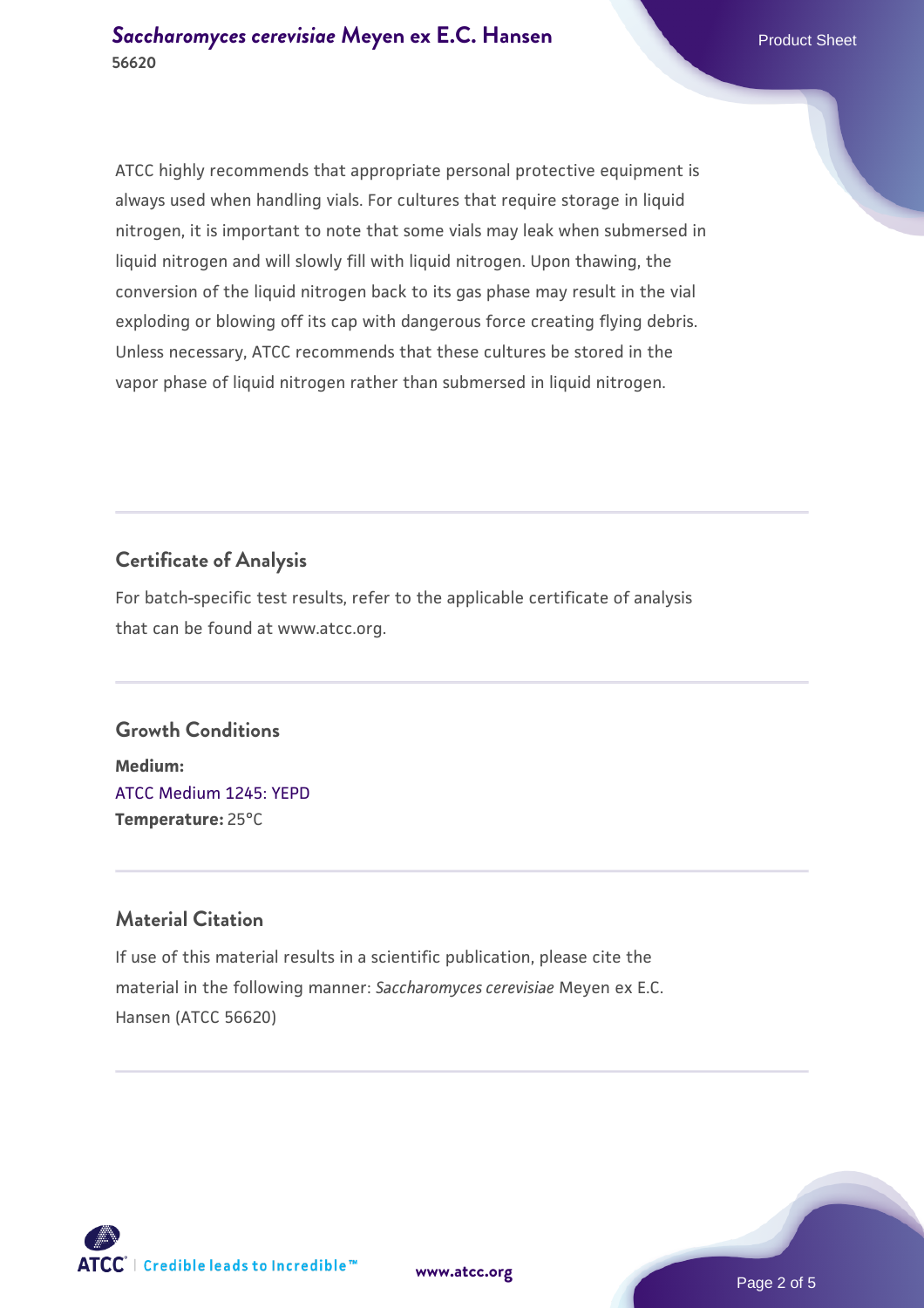ATCC highly recommends that appropriate personal protective equipment is always used when handling vials. For cultures that require storage in liquid nitrogen, it is important to note that some vials may leak when submersed in liquid nitrogen and will slowly fill with liquid nitrogen. Upon thawing, the conversion of the liquid nitrogen back to its gas phase may result in the vial exploding or blowing off its cap with dangerous force creating flying debris. Unless necessary, ATCC recommends that these cultures be stored in the vapor phase of liquid nitrogen rather than submersed in liquid nitrogen.

## Certificate of Analysis

For batch-specific test results, refer to the applicable certificate of analysis that can be found at www.atcc.org.

## Growth Conditions

**Medium:**
ATCC Medium 1245: YEPD
**Temperature:** 25°C

## Material Citation

If use of this material results in a scientific publication, please cite the material in the following manner: *Saccharomyces cerevisiae* Meyen ex E.C. Hansen (ATCC 56620)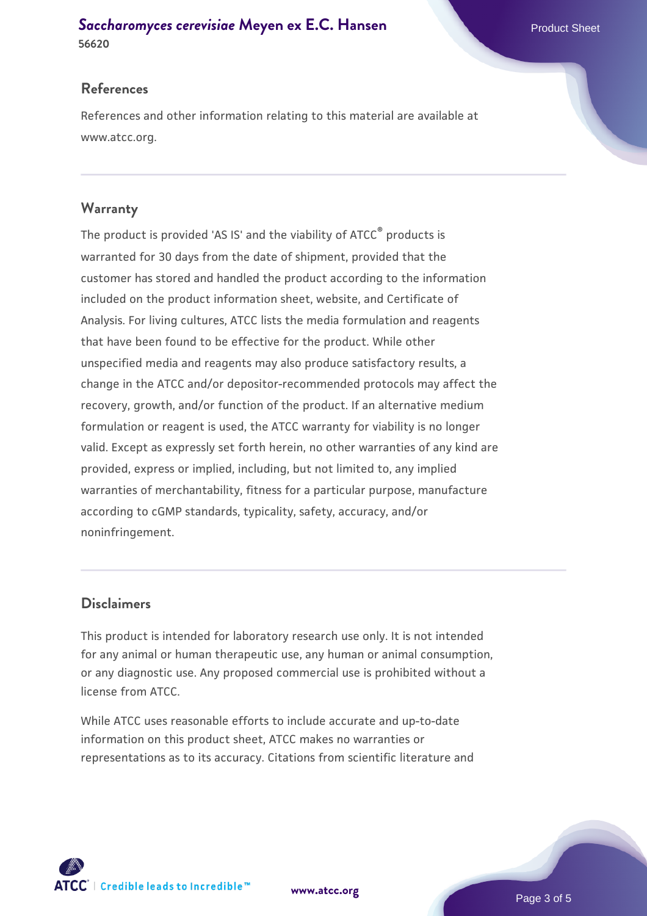## References

References and other information relating to this material are available at www.atcc.org.

## Warranty

The product is provided 'AS IS' and the viability of ATCC® products is warranted for 30 days from the date of shipment, provided that the customer has stored and handled the product according to the information included on the product information sheet, website, and Certificate of Analysis. For living cultures, ATCC lists the media formulation and reagents that have been found to be effective for the product. While other unspecified media and reagents may also produce satisfactory results, a change in the ATCC and/or depositor-recommended protocols may affect the recovery, growth, and/or function of the product. If an alternative medium formulation or reagent is used, the ATCC warranty for viability is no longer valid. Except as expressly set forth herein, no other warranties of any kind are provided, express or implied, including, but not limited to, any implied warranties of merchantability, fitness for a particular purpose, manufacture according to cGMP standards, typicality, safety, accuracy, and/or noninfringement.

## Disclaimers

This product is intended for laboratory research use only. It is not intended for any animal or human therapeutic use, any human or animal consumption, or any diagnostic use. Any proposed commercial use is prohibited without a license from ATCC.

While ATCC uses reasonable efforts to include accurate and up-to-date information on this product sheet, ATCC makes no warranties or representations as to its accuracy. Citations from scientific literature and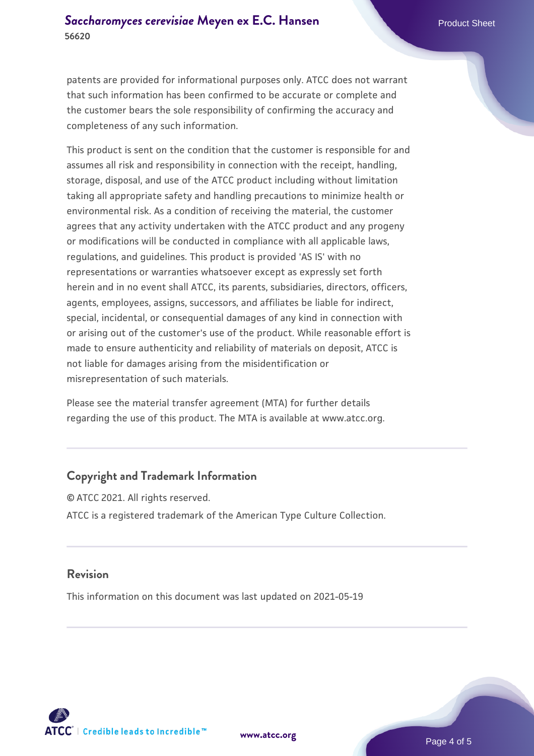patents are provided for informational purposes only. ATCC does not warrant that such information has been confirmed to be accurate or complete and the customer bears the sole responsibility of confirming the accuracy and completeness of any such information.

This product is sent on the condition that the customer is responsible for and assumes all risk and responsibility in connection with the receipt, handling, storage, disposal, and use of the ATCC product including without limitation taking all appropriate safety and handling precautions to minimize health or environmental risk. As a condition of receiving the material, the customer agrees that any activity undertaken with the ATCC product and any progeny or modifications will be conducted in compliance with all applicable laws, regulations, and guidelines. This product is provided 'AS IS' with no representations or warranties whatsoever except as expressly set forth herein and in no event shall ATCC, its parents, subsidiaries, directors, officers, agents, employees, assigns, successors, and affiliates be liable for indirect, special, incidental, or consequential damages of any kind in connection with or arising out of the customer's use of the product. While reasonable effort is made to ensure authenticity and reliability of materials on deposit, ATCC is not liable for damages arising from the misidentification or misrepresentation of such materials.

Please see the material transfer agreement (MTA) for further details regarding the use of this product. The MTA is available at www.atcc.org.

## Copyright and Trademark Information

© ATCC 2021. All rights reserved.

ATCC is a registered trademark of the American Type Culture Collection.

## Revision

This information on this document was last updated on 2021-05-19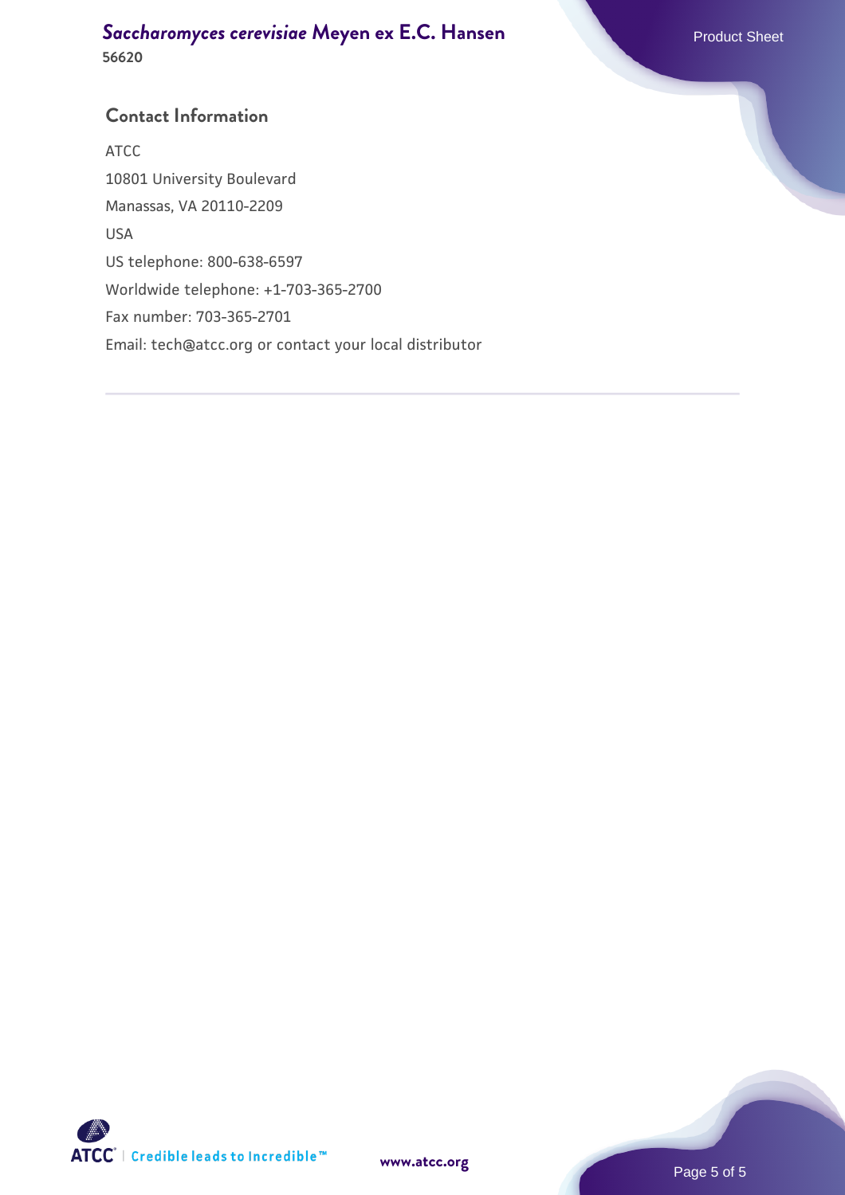## Contact Information

ATCC
10801 University Boulevard
Manassas, VA 20110-2209
USA
US telephone: 800-638-6597
Worldwide telephone: +1-703-365-2700
Fax number: 703-365-2701
Email: tech@atcc.org or contact your local distributor